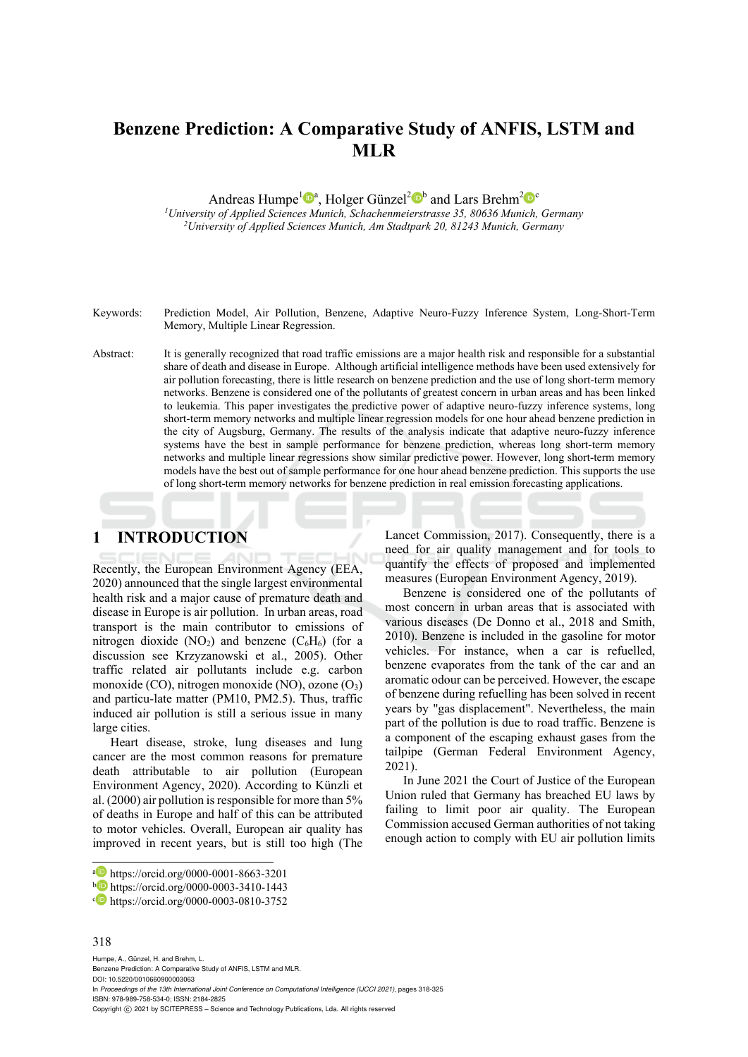# Benzene Prediction: A Comparative Study of ANFIS, LSTM and MLR

Andreas Humpe[1][a], Holger Günzel[2][b] and Lars Brehm[2][c]

[1]*University of Applied Sciences Munich, Schachenmeierstrasse 35, 80636 Munich, Germany*
[2]*University of Applied Sciences Munich, Am Stadtpark 20, 81243 Munich, Germany*

Keywords: Prediction Model, Air Pollution, Benzene, Adaptive Neuro-Fuzzy Inference System, Long-Short-Term Memory, Multiple Linear Regression.

Abstract: It is generally recognized that road traffic emissions are a major health risk and responsible for a substantial share of death and disease in Europe. Although artificial intelligence methods have been used extensively for air pollution forecasting, there is little research on benzene prediction and the use of long short-term memory networks. Benzene is considered one of the pollutants of greatest concern in urban areas and has been linked to leukemia. This paper investigates the predictive power of adaptive neuro-fuzzy inference systems, long short-term memory networks and multiple linear regression models for one hour ahead benzene prediction in the city of Augsburg, Germany. The results of the analysis indicate that adaptive neuro-fuzzy inference systems have the best in sample performance for benzene prediction, whereas long short-term memory networks and multiple linear regressions show similar predictive power. However, long short-term memory models have the best out of sample performance for one hour ahead benzene prediction. This supports the use of long short-term memory networks for benzene prediction in real emission forecasting applications.

## 1 INTRODUCTION

Recently, the European Environment Agency (EEA, 2020) announced that the single largest environmental health risk and a major cause of premature death and disease in Europe is air pollution. In urban areas, road transport is the main contributor to emissions of nitrogen dioxide ($NO_2$) and benzene ($C_6H_6$) (for a discussion see Krzyzanowski et al., 2005). Other traffic related air pollutants include e.g. carbon monoxide (CO), nitrogen monoxide (NO), ozone ($O_3$) and particu-late matter (PM10, PM2.5). Thus, traffic induced air pollution is still a serious issue in many large cities.

Heart disease, stroke, lung diseases and lung cancer are the most common reasons for premature death attributable to air pollution (European Environment Agency, 2020). According to Künzli et al. (2000) air pollution is responsible for more than 5% of deaths in Europe and half of this can be attributed to motor vehicles. Overall, European air quality has improved in recent years, but is still too high (The Lancet Commission, 2017). Consequently, there is a need for air quality management and for tools to quantify the effects of proposed and implemented measures (European Environment Agency, 2019).

Benzene is considered one of the pollutants of most concern in urban areas that is associated with various diseases (De Donno et al., 2018 and Smith, 2010). Benzene is included in the gasoline for motor vehicles. For instance, when a car is refuelled, benzene evaporates from the tank of the car and an aromatic odour can be perceived. However, the escape of benzene during refuelling has been solved in recent years by "gas displacement". Nevertheless, the main part of the pollution is due to road traffic. Benzene is a component of the escaping exhaust gases from the tailpipe (German Federal Environment Agency, 2021).

In June 2021 the Court of Justice of the European Union ruled that Germany has breached EU laws by failing to limit poor air quality. The European Commission accused German authorities of not taking enough action to comply with EU air pollution limits

[a] https://orcid.org/0000-0001-8663-3201
[b] https://orcid.org/0000-0003-3410-1443
[c] https://orcid.org/0000-0003-0810-3752

Humpe, A., Günzel, H. and Brehm, L.
Benzene Prediction: A Comparative Study of ANFIS, LSTM and MLR.
DOI: 10.5220/0010660900003063
In *Proceedings of the 13th International Joint Conference on Computational Intelligence (IJCCI 2021)*, pages 318-325
ISBN: 978-989-758-534-0; ISSN: 2184-2825
Copyright © 2021 by SCITEPRESS – Science and Technology Publications, Lda. All rights reserved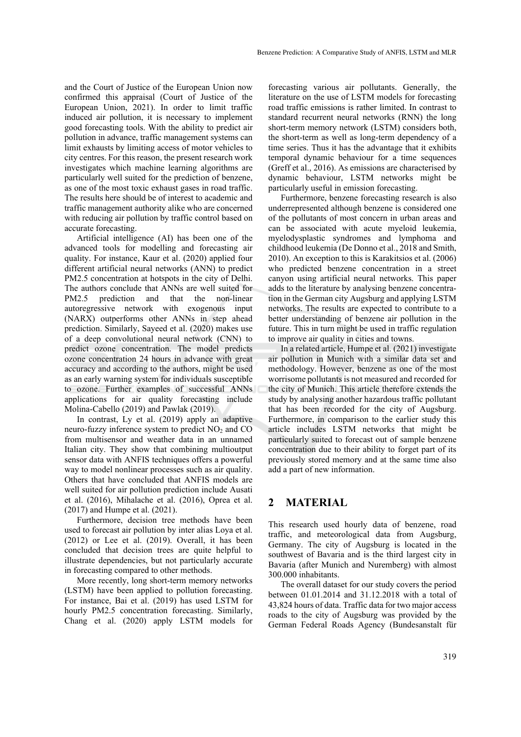and the Court of Justice of the European Union now confirmed this appraisal (Court of Justice of the European Union, 2021). In order to limit traffic induced air pollution, it is necessary to implement good forecasting tools. With the ability to predict air pollution in advance, traffic management systems can limit exhausts by limiting access of motor vehicles to city centres. For this reason, the present research work investigates which machine learning algorithms are particularly well suited for the prediction of benzene, as one of the most toxic exhaust gases in road traffic. The results here should be of interest to academic and traffic management authority alike who are concerned with reducing air pollution by traffic control based on accurate forecasting.

Artificial intelligence (AI) has been one of the advanced tools for modelling and forecasting air quality. For instance, Kaur et al. (2020) applied four different artificial neural networks (ANN) to predict PM2.5 concentration at hotspots in the city of Delhi. The authors conclude that ANNs are well suited for PM2.5 prediction and that the non-linear autoregressive network with exogenous input (NARX) outperforms other ANNs in step ahead prediction. Similarly, Sayeed et al. (2020) makes use of a deep convolutional neural network (CNN) to predict ozone concentration. The model predicts ozone concentration 24 hours in advance with great accuracy and according to the authors, might be used as an early warning system for individuals susceptible to ozone. Further examples of successful ANNs applications for air quality forecasting include Molina-Cabello (2019) and Pawlak (2019).

In contrast, Ly et al. (2019) apply an adaptive neuro-fuzzy inference system to predict $NO_2$ and CO from multisensor and weather data in an unnamed Italian city. They show that combining multioutput sensor data with ANFIS techniques offers a powerful way to model nonlinear processes such as air quality. Others that have concluded that ANFIS models are well suited for air pollution prediction include Ausati et al. (2016), Mihalache et al. (2016), Oprea et al. (2017) and Humpe et al. (2021).

Furthermore, decision tree methods have been used to forecast air pollution by inter alias Loya et al. (2012) or Lee et al. (2019). Overall, it has been concluded that decision trees are quite helpful to illustrate dependencies, but not particularly accurate in forecasting compared to other methods.

More recently, long short-term memory networks (LSTM) have been applied to pollution forecasting. For instance, Bai et al. (2019) has used LSTM for hourly PM2.5 concentration forecasting. Similarly, Chang et al. (2020) apply LSTM models for forecasting various air pollutants. Generally, the literature on the use of LSTM models for forecasting road traffic emissions is rather limited. In contrast to standard recurrent neural networks (RNN) the long short-term memory network (LSTM) considers both, the short-term as well as long-term dependency of a time series. Thus it has the advantage that it exhibits temporal dynamic behaviour for a time sequences (Greff et al., 2016). As emissions are characterised by dynamic behaviour, LSTM networks might be particularly useful in emission forecasting.

Furthermore, benzene forecasting research is also underrepresented although benzene is considered one of the pollutants of most concern in urban areas and can be associated with acute myeloid leukemia, myelodysplastic syndromes and lymphoma and childhood leukemia (De Donno et al., 2018 and Smith, 2010). An exception to this is Karakitsios et al. (2006) who predicted benzene concentration in a street canyon using artificial neural networks. This paper adds to the literature by analysing benzene concentration in the German city Augsburg and applying LSTM networks. The results are expected to contribute to a better understanding of benzene air pollution in the future. This in turn might be used in traffic regulation to improve air quality in cities and towns.

In a related article, Humpe et al. (2021) investigate air pollution in Munich with a similar data set and methodology. However, benzene as one of the most worrisome pollutants is not measured and recorded for the city of Munich. This article therefore extends the study by analysing another hazardous traffic pollutant that has been recorded for the city of Augsburg. Furthermore, in comparison to the earlier study this article includes LSTM networks that might be particularly suited to forecast out of sample benzene concentration due to their ability to forget part of its previously stored memory and at the same time also add a part of new information.

## 2 MATERIAL

This research used hourly data of benzene, road traffic, and meteorological data from Augsburg, Germany. The city of Augsburg is located in the southwest of Bavaria and is the third largest city in Bavaria (after Munich and Nuremberg) with almost 300.000 inhabitants.

The overall dataset for our study covers the period between 01.01.2014 and 31.12.2018 with a total of 43,824 hours of data. Traffic data for two major access roads to the city of Augsburg was provided by the German Federal Roads Agency (Bundesanstalt für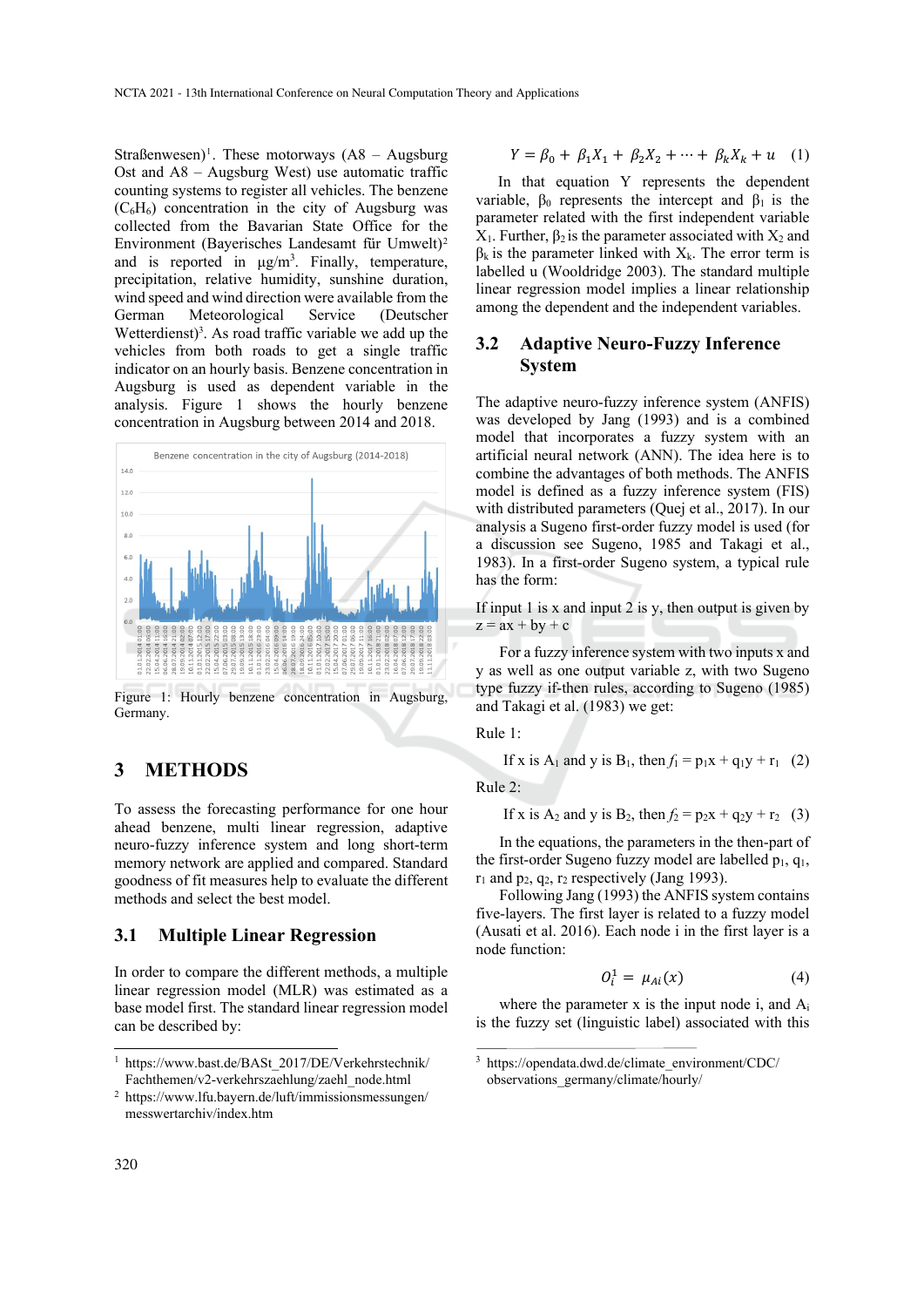Straßenwesen)[1]. These motorways (A8 – Augsburg Ost and A8 – Augsburg West) use automatic traffic counting systems to register all vehicles. The benzene ($C_6H_6$) concentration in the city of Augsburg was collected from the Bavarian State Office for the Environment (Bayerisches Landesamt für Umwelt)[2] and is reported in µg/m[3]. Finally, temperature, precipitation, relative humidity, sunshine duration, wind speed and wind direction were available from the German Meteorological Service (Deutscher Wetterdienst)[3]. As road traffic variable we add up the vehicles from both roads to get a single traffic indicator on an hourly basis. Benzene concentration in Augsburg is used as dependent variable in the analysis. Figure 1 shows the hourly benzene concentration in Augsburg between 2014 and 2018.

Figure 1: Hourly benzene concentration in Augsburg, Germany.

## 3 METHODS

To assess the forecasting performance for one hour ahead benzene, multi linear regression, adaptive neuro-fuzzy inference system and long short-term memory network are applied and compared. Standard goodness of fit measures help to evaluate the different methods and select the best model.

### 3.1 Multiple Linear Regression

In order to compare the different methods, a multiple linear regression model (MLR) was estimated as a base model first. The standard linear regression model can be described by:

$$Y = \beta_0 + \beta_1 X_1 + \beta_2 X_2 + \cdots + \beta_k X_k + u \quad (1)$$

In that equation Y represents the dependent variable, $\beta_0$ represents the intercept and $\beta_1$ is the parameter related with the first independent variable $X_1$. Further, $\beta_2$ is the parameter associated with $X_2$ and $\beta_k$ is the parameter linked with $X_k$. The error term is labelled u (Wooldridge 2003). The standard multiple linear regression model implies a linear relationship among the dependent and the independent variables.

### 3.2 Adaptive Neuro-Fuzzy Inference System

The adaptive neuro-fuzzy inference system (ANFIS) was developed by Jang (1993) and is a combined model that incorporates a fuzzy system with an artificial neural network (ANN). The idea here is to combine the advantages of both methods. The ANFIS model is defined as a fuzzy inference system (FIS) with distributed parameters (Quej et al., 2017). In our analysis a Sugeno first-order fuzzy model is used (for a discussion see Sugeno, 1985 and Takagi et al., 1983). In a first-order Sugeno system, a typical rule has the form:

If input 1 is x and input 2 is y, then output is given by $z = ax + by + c$

For a fuzzy inference system with two inputs x and y as well as one output variable z, with two Sugeno type fuzzy if-then rules, according to Sugeno (1985) and Takagi et al. (1983) we get:

Rule 1:

$$\text{If } x \text{ is } A_1 \text{ and } y \text{ is } B_1, \text{ then } f_1 = p_1 x + q_1 y + r_1 \quad (2)$$

Rule 2:

$$\text{If } x \text{ is } A_2 \text{ and } y \text{ is } B_2, \text{ then } f_2 = p_2 x + q_2 y + r_2 \quad (3)$$

In the equations, the parameters in the then-part of the first-order Sugeno fuzzy model are labelled $p_1$, $q_1$, $r_1$ and $p_2$, $q_2$, $r_2$ respectively (Jang 1993).

Following Jang (1993) the ANFIS system contains five-layers. The first layer is related to a fuzzy model (Ausati et al. 2016). Each node i in the first layer is a node function:

$$O_i^1 = \mu_{Ai}(x) \quad (4)$$

where the parameter x is the input node i, and $A_i$ is the fuzzy set (linguistic label) associated with this

---

[1] https://www.bast.de/BASt_2017/DE/Verkehrstechnik/Fachthemen/v2-verkehrszaehlung/zaehl_node.html

[2] https://www.lfu.bayern.de/luft/immissionsmessungen/messwertarchiv/index.htm

[3] https://opendata.dwd.de/climate_environment/CDC/observations_germany/climate/hourly/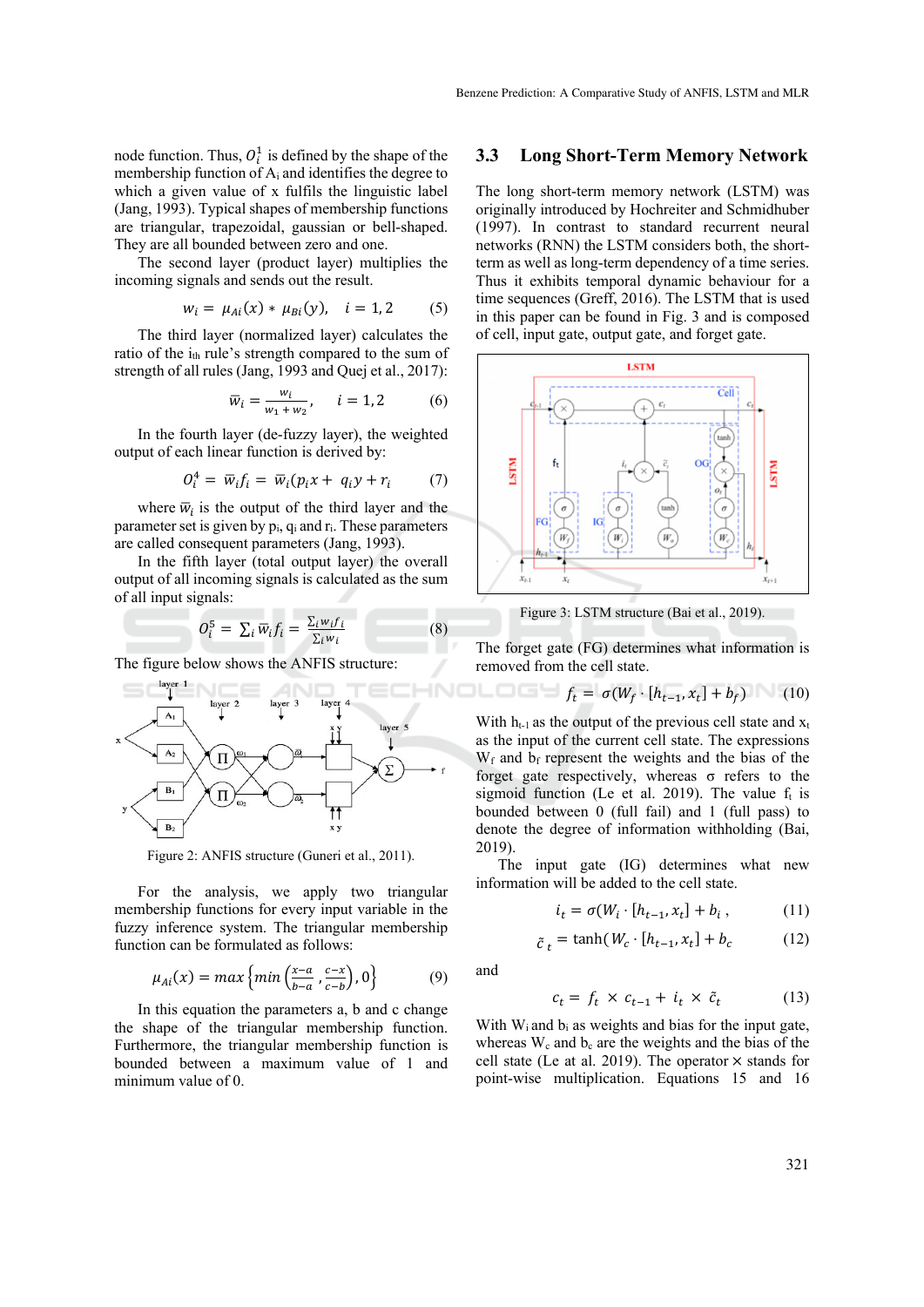node function. Thus, $O_i^1$ is defined by the shape of the membership function of $A_i$ and identifies the degree to which a given value of x fulfils the linguistic label (Jang, 1993). Typical shapes of membership functions are triangular, trapezoidal, gaussian or bell-shaped. They are all bounded between zero and one.

The second layer (product layer) multiplies the incoming signals and sends out the result.

$$w_i = \mu_{Ai}(x) * \mu_{Bi}(y), \quad i = 1,2 \tag{5}$$

The third layer (normalized layer) calculates the ratio of the $i_{th}$ rule's strength compared to the sum of strength of all rules (Jang, 1993 and Quej et al., 2017):

$$\bar{w}_i = \frac{w_i}{w_1 + w_2}, \quad i = 1,2 \tag{6}$$

In the fourth layer (de-fuzzy layer), the weighted output of each linear function is derived by:

$$O_i^4 = \bar{w}_i f_i = \bar{w}_i(p_i x + q_i y + r_i) \tag{7}$$

where $\bar{w}_i$ is the output of the third layer and the parameter set is given by $p_i$, $q_i$ and $r_i$. These parameters are called consequent parameters (Jang, 1993).

In the fifth layer (total output layer) the overall output of all incoming signals is calculated as the sum of all input signals:

$$O_i^5 = \sum_i \bar{w}_i f_i = \frac{\sum_i w_i f_i}{\sum_i w_i} \tag{8}$$

The figure below shows the ANFIS structure:

Figure 2: ANFIS structure (Guneri et al., 2011).

For the analysis, we apply two triangular membership functions for every input variable in the fuzzy inference system. The triangular membership function can be formulated as follows:

$$\mu_{Ai}(x) = max\left\{min\left(\frac{x-a}{b-a}, \frac{c-x}{c-b}\right), 0\right\} \tag{9}$$

In this equation the parameters a, b and c change the shape of the triangular membership function. Furthermore, the triangular membership function is bounded between a maximum value of 1 and minimum value of 0.

## 3.3 Long Short-Term Memory Network

The long short-term memory network (LSTM) was originally introduced by Hochreiter and Schmidhuber (1997). In contrast to standard recurrent neural networks (RNN) the LSTM considers both, the short-term as well as long-term dependency of a time series. Thus it exhibits temporal dynamic behaviour for a time sequences (Greff, 2016). The LSTM that is used in this paper can be found in Fig. 3 and is composed of cell, input gate, output gate, and forget gate.

Figure 3: LSTM structure (Bai et al., 2019).

The forget gate (FG) determines what information is removed from the cell state.

$$f_t = \sigma(W_f \cdot [h_{t-1}, x_t] + b_f) \tag{10}$$

With $h_{t-1}$ as the output of the previous cell state and $x_t$ as the input of the current cell state. The expressions $W_f$ and $b_f$ represent the weights and the bias of the forget gate respectively, whereas σ refers to the sigmoid function (Le et al. 2019). The value $f_t$ is bounded between 0 (full fail) and 1 (full pass) to denote the degree of information withholding (Bai, 2019).

The input gate (IG) determines what new information will be added to the cell state.

$$i_t = \sigma(W_i \cdot [h_{t-1}, x_t] + b_i, \tag{11}$$

$$\tilde{c}_t = \tanh(W_c \cdot [h_{t-1}, x_t] + b_c \tag{12}$$

and

$$c_t = f_t \times c_{t-1} + i_t \times \tilde{c}_t \tag{13}$$

With $W_i$ and $b_i$ as weights and bias for the input gate, whereas $W_c$ and $b_c$ are the weights and the bias of the cell state (Le at al. 2019). The operator × stands for point-wise multiplication. Equations 15 and 16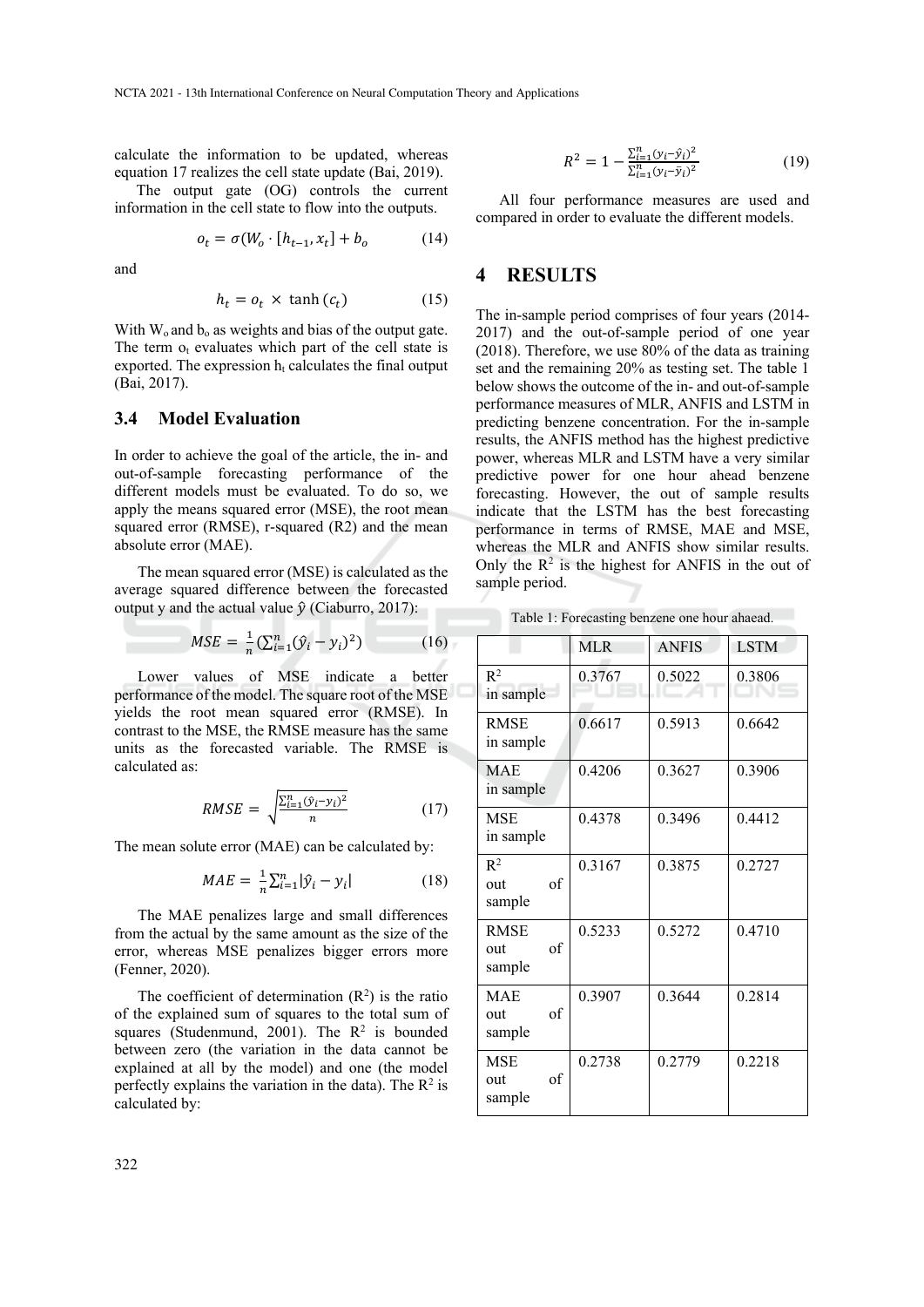calculate the information to be updated, whereas equation 17 realizes the cell state update (Bai, 2019).

The output gate (OG) controls the current information in the cell state to flow into the outputs.

$$o_t = \sigma(W_o \cdot [h_{t-1}, x_t] + b_o \quad (14)$$

and

$$h_t = o_t \times \tanh(c_t) \quad (15)$$

With $W_o$ and $b_o$ as weights and bias of the output gate. The term $o_t$ evaluates which part of the cell state is exported. The expression $h_t$ calculates the final output (Bai, 2017).

### 3.4 Model Evaluation

In order to achieve the goal of the article, the in- and out-of-sample forecasting performance of the different models must be evaluated. To do so, we apply the means squared error (MSE), the root mean squared error (RMSE), r-squared (R2) and the mean absolute error (MAE).

The mean squared error (MSE) is calculated as the average squared difference between the forecasted output y and the actual value $\hat{y}$ (Ciaburro, 2017):

$$MSE = \frac{1}{n}(\sum_{i=1}^{n}(\hat{y}_i - y_i)^2) \quad (16)$$

Lower values of MSE indicate a better performance of the model. The square root of the MSE yields the root mean squared error (RMSE). In contrast to the MSE, the RMSE measure has the same units as the forecasted variable. The RMSE is calculated as:

$$RMSE = \sqrt{\frac{\sum_{i=1}^{n}(\hat{y}_i - y_i)^2}{n}} \quad (17)$$

The mean solute error (MAE) can be calculated by:

$$MAE = \frac{1}{n}\sum_{i=1}^{n}|\hat{y}_i - y_i| \quad (18)$$

The MAE penalizes large and small differences from the actual by the same amount as the size of the error, whereas MSE penalizes bigger errors more (Fenner, 2020).

The coefficient of determination ($R^2$) is the ratio of the explained sum of squares to the total sum of squares (Studenmund, 2001). The $R^2$ is bounded between zero (the variation in the data cannot be explained at all by the model) and one (the model perfectly explains the variation in the data). The $R^2$ is calculated by:

$$R^2 = 1 - \frac{\sum_{i=1}^{n}(y_i - \hat{y}_i)^2}{\sum_{i=1}^{n}(y_i - \bar{y}_i)^2} \quad (19)$$

All four performance measures are used and compared in order to evaluate the different models.

## 4 RESULTS

The in-sample period comprises of four years (2014-2017) and the out-of-sample period of one year (2018). Therefore, we use 80% of the data as training set and the remaining 20% as testing set. The table 1 below shows the outcome of the in- and out-of-sample performance measures of MLR, ANFIS and LSTM in predicting benzene concentration. For the in-sample results, the ANFIS method has the highest predictive power, whereas MLR and LSTM have a very similar predictive power for one hour ahead benzene forecasting. However, the out of sample results indicate that the LSTM has the best forecasting performance in terms of RMSE, MAE and MSE, whereas the MLR and ANFIS show similar results. Only the $R^2$ is the highest for ANFIS in the out of sample period.

Table 1: Forecasting benzene one hour ahaead.

| | MLR | ANFIS | LSTM |
|---|---|---|---|
| $R^2$ in sample | 0.3767 | 0.5022 | 0.3806 |
| RMSE in sample | 0.6617 | 0.5913 | 0.6642 |
| MAE in sample | 0.4206 | 0.3627 | 0.3906 |
| MSE in sample | 0.4378 | 0.3496 | 0.4412 |
| $R^2$ out of sample | 0.3167 | 0.3875 | 0.2727 |
| RMSE out of sample | 0.5233 | 0.5272 | 0.4710 |
| MAE out of sample | 0.3907 | 0.3644 | 0.2814 |
| MSE out of sample | 0.2738 | 0.2779 | 0.2218 |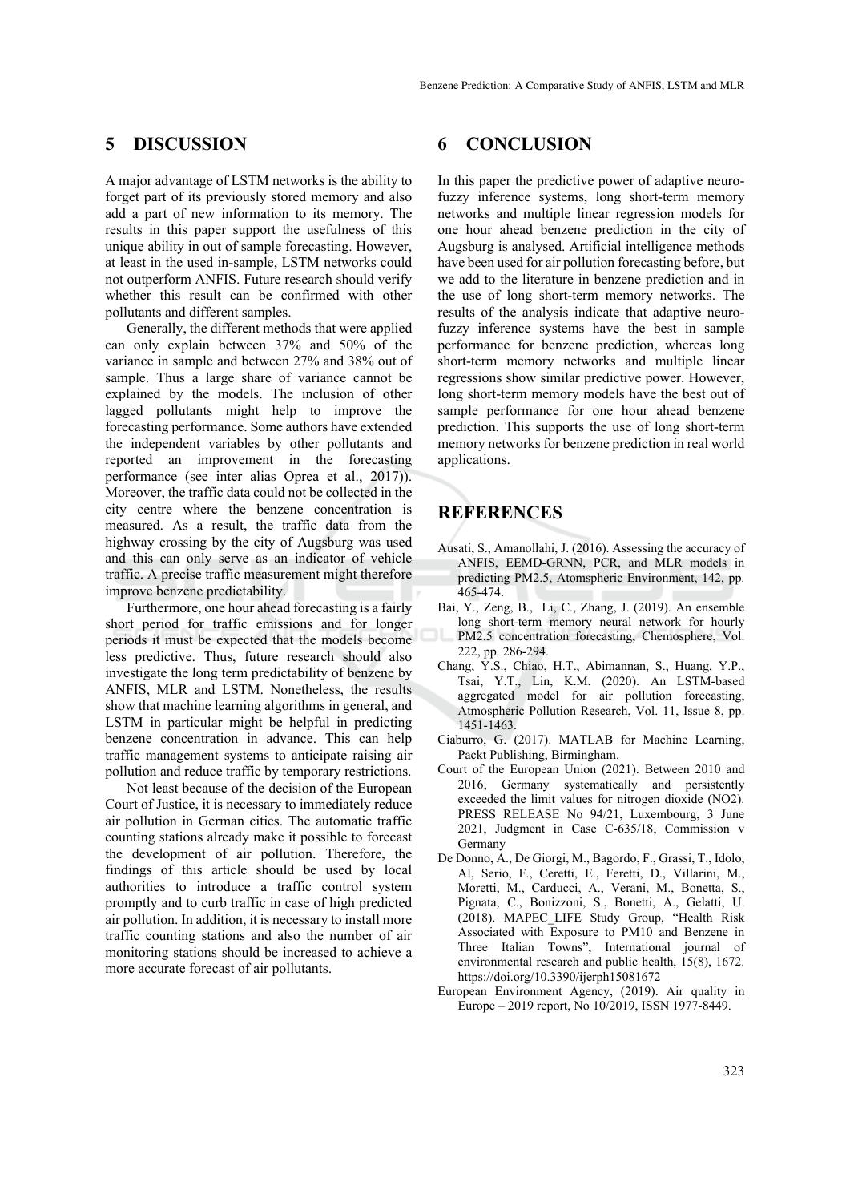## 5 DISCUSSION

A major advantage of LSTM networks is the ability to forget part of its previously stored memory and also add a part of new information to its memory. The results in this paper support the usefulness of this unique ability in out of sample forecasting. However, at least in the used in-sample, LSTM networks could not outperform ANFIS. Future research should verify whether this result can be confirmed with other pollutants and different samples.

Generally, the different methods that were applied can only explain between 37% and 50% of the variance in sample and between 27% and 38% out of sample. Thus a large share of variance cannot be explained by the models. The inclusion of other lagged pollutants might help to improve the forecasting performance. Some authors have extended the independent variables by other pollutants and reported an improvement in the forecasting performance (see inter alias Oprea et al., 2017)). Moreover, the traffic data could not be collected in the city centre where the benzene concentration is measured. As a result, the traffic data from the highway crossing by the city of Augsburg was used and this can only serve as an indicator of vehicle traffic. A precise traffic measurement might therefore improve benzene predictability.

Furthermore, one hour ahead forecasting is a fairly short period for traffic emissions and for longer periods it must be expected that the models become less predictive. Thus, future research should also investigate the long term predictability of benzene by ANFIS, MLR and LSTM. Nonetheless, the results show that machine learning algorithms in general, and LSTM in particular might be helpful in predicting benzene concentration in advance. This can help traffic management systems to anticipate raising air pollution and reduce traffic by temporary restrictions.

Not least because of the decision of the European Court of Justice, it is necessary to immediately reduce air pollution in German cities. The automatic traffic counting stations already make it possible to forecast the development of air pollution. Therefore, the findings of this article should be used by local authorities to introduce a traffic control system promptly and to curb traffic in case of high predicted air pollution. In addition, it is necessary to install more traffic counting stations and also the number of air monitoring stations should be increased to achieve a more accurate forecast of air pollutants.

## 6 CONCLUSION

In this paper the predictive power of adaptive neuro-fuzzy inference systems, long short-term memory networks and multiple linear regression models for one hour ahead benzene prediction in the city of Augsburg is analysed. Artificial intelligence methods have been used for air pollution forecasting before, but we add to the literature in benzene prediction and in the use of long short-term memory networks. The results of the analysis indicate that adaptive neuro-fuzzy inference systems have the best in sample performance for benzene prediction, whereas long short-term memory networks and multiple linear regressions show similar predictive power. However, long short-term memory models have the best out of sample performance for one hour ahead benzene prediction. This supports the use of long short-term memory networks for benzene prediction in real world applications.

## REFERENCES

Ausati, S., Amanollahi, J. (2016). Assessing the accuracy of ANFIS, EEMD-GRNN, PCR, and MLR models in predicting PM2.5, Atomspheric Environment, 142, pp. 465-474.

Bai, Y., Zeng, B., Li, C., Zhang, J. (2019). An ensemble long short-term memory neural network for hourly PM2.5 concentration forecasting, Chemosphere, Vol. 222, pp. 286-294.

Chang, Y.S., Chiao, H.T., Abimannan, S., Huang, Y.P., Tsai, Y.T., Lin, K.M. (2020). An LSTM-based aggregated model for air pollution forecasting, Atmospheric Pollution Research, Vol. 11, Issue 8, pp. 1451-1463.

Ciaburro, G. (2017). MATLAB for Machine Learning, Packt Publishing, Birmingham.

Court of the European Union (2021). Between 2010 and 2016, Germany systematically and persistently exceeded the limit values for nitrogen dioxide (NO2). PRESS RELEASE No 94/21, Luxembourg, 3 June 2021, Judgment in Case C-635/18, Commission v Germany

De Donno, A., De Giorgi, M., Bagordo, F., Grassi, T., Idolo, Al, Serio, F., Ceretti, E., Feretti, D., Villarini, M., Moretti, M., Carducci, A., Verani, M., Bonetta, S., Pignata, C., Bonizzoni, S., Bonetti, A., Gelatti, U. (2018). MAPEC_LIFE Study Group, "Health Risk Associated with Exposure to PM10 and Benzene in Three Italian Towns", International journal of environmental research and public health, 15(8), 1672. https://doi.org/10.3390/ijerph15081672

European Environment Agency, (2019). Air quality in Europe – 2019 report, No 10/2019, ISSN 1977-8449.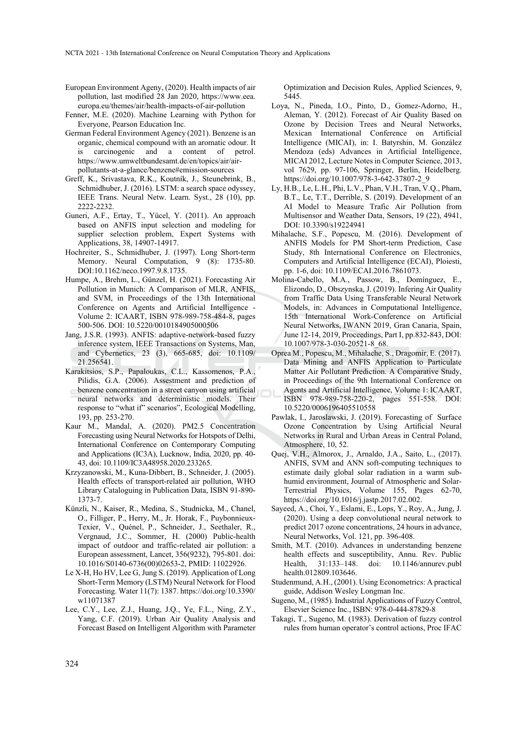European Environment Ageny, (2020). Health impacts of air pollution, last modified 28 Jan 2020, https://www.eea.europa.eu/themes/air/health-impacts-of-air-pollution

Fenner, M.E. (2020). Machine Learning with Python for Everyone, Pearson Education Inc.

German Federal Environment Agency (2021). Benzene is an organic, chemical compound with an aromatic odour. It is carcinogenic and a content of petrol. https://www.umweltbundesamt.de/en/topics/air/air-pollutants-at-a-glance/benzene#emission-sources

Greff, K., Srivastava, R.K., Koutník, J., Steunebrink, B., Schmidhuber, J. (2016). LSTM: a search space odyssey, IEEE Trans. Neural Netw. Learn. Syst., 28 (10), pp. 2222-2232.

Guneri, A.F., Ertay, T., Yücel, Y. (2011). An approach based on ANFIS input selection and modeling for supplier selection problem, Expert Systems with Applications, 38, 14907-14917.

Hochreiter, S., Schmidhuber, J. (1997). Long Short-term Memory. Neural Computation, 9 (8): 1735-80. DOI:10.1162/neco.1997.9.8.1735.

Humpe, A., Brehm, L., Günzel, H. (2021). Forecasting Air Pollution in Munich: A Comparison of MLR, ANFIS, and SVM, in Proceedings of the 13th International Conference on Agents and Artificial Intelligence - Volume 2: ICAART, ISBN 978-989-758-484-8, pages 500-506. DOI: 10.5220/0010184905000506

Jang, J.S.R. (1993). ANFIS: adaptive-network-based fuzzy inference system, IEEE Transactions on Systems, Man, and Cybernetics, 23 (3), 665-685, doi: 10.1109/21.256541.

Karakitsios, S.P., Papaloukas, C.L., Kassomenos, P.A., Pilidis, G.A. (2006). Assessment and prediction of benzene concentration in a street canyon using artificial neural networks and deterministic models. Their response to "what if" scenarios", Ecological Modelling, 193, pp. 253-270.

Kaur M., Mandal, A. (2020). PM2.5 Concentration Forecasting using Neural Networks for Hotspots of Delhi, International Conference on Contemporary Computing and Applications (IC3A), Lucknow, India, 2020, pp. 40-43, doi: 10.1109/IC3A48958.2020.233265.

Krzyzanowski, M., Kuna-Dibbert, B., Schneider, J. (2005). Health effects of transport-related air pollution, WHO Library Cataloguing in Publication Data, ISBN 91-890-1373-7.

Künzli, N., Kaiser, R., Medina, S., Studnicka, M., Chanel, O., Filliger, P., Herry, M., Jr. Horak, F., Puybonnieux-Texier, V., Quénel, P., Schneider, J., Seethaler, R., Vergnaud, J.C., Sommer, H. (2000) Public-health impact of outdoor and traffic-related air pollution: a European assessment, Lancet, 356(9232), 795-801. doi: 10.1016/S0140-6736(00)02653-2, PMID: 11022926.

Le X-H, Ho HV, Lee G, Jung S. (2019). Application of Long Short-Term Memory (LSTM) Neural Network for Flood Forecasting. Water 11(7): 1387. https://doi.org/10.3390/w11071387

Lee, C.Y., Lee, Z.J., Huang, J.Q., Ye, F.L., Ning, Z.Y., Yang, C.F. (2019). Urban Air Quality Analysis and Forecast Based on Intelligent Algorithm with Parameter Optimization and Decision Rules, Applied Sciences, 9, 5445.

Loya, N., Pineda, I.O., Pinto, D., Gomez-Adorno, H., Aleman, Y. (2012). Forecast of Air Quality Based on Ozone by Decision Trees and Neural Networks, Mexican International Conference on Artificial Intelligence (MICAI), in: I. Batyrshin, M. González Mendoza (eds) Advances in Artificial Intelligence, MICAI 2012, Lecture Notes in Computer Science, 2013, vol 7629, pp. 97-106, Springer, Berlin, Heidelberg. https://doi.org/10.1007/978-3-642-37807-2_9

Ly, H.B., Le, L.H., Phi, L.V., Phan, V.H., Tran, V.Q., Pham, B.T., Le, T.T., Derrible, S. (2019). Development of an AI Model to Measure Trafic Air Pollution from Multisensor and Weather Data, Sensors, 19 (22), 4941, DOI: 10.3390/s19224941

Mihalache, S.F., Popescu, M. (2016). Development of ANFIS Models for PM Short-term Prediction, Case Study, 8th International Conference on Electronics, Computers and Artificial Intelligence (ECAI), Ploiesti, pp. 1-6, doi: 10.1109/ECAI.2016.7861073.

Molina-Cabello, M.A., Passow, B., Domínguez, E., Elizondo, D., Obszynska, J. (2019). Infering Air Quality from Traffic Data Using Transferable Neural Network Models, in: Advances in Computational Intelligence, 15th International Work-Conference on Artificial Neural Networks, IWANN 2019, Gran Canaria, Spain, June 12-14, 2019, Proceedings, Part I, pp.832-843, DOI: 10.1007/978-3-030-20521-8_68.

Oprea M., Popescu, M., Mihalache, S., Dragomir, E. (2017). Data Mining and ANFIS Application to Particulate Matter Air Pollutant Prediction. A Comparative Study, in Proceedings of the 9th International Conference on Agents and Artificial Intelligence, Volume 1: ICAART, ISBN 978-989-758-220-2, pages 551-558. DOI: 10.5220/0006196405510558

Pawlak, I., Jaroslawski, J. (2019). Forecasting of Surface Ozone Concentration by Using Artificial Neural Networks in Rural and Urban Areas in Central Poland, Atmosphere, 10, 52.

Quej, V.H., Almorox, J., Arnaldo, J.A., Saito, L., (2017). ANFIS, SVM and ANN soft-computing techniques to estimate daily global solar radiation in a warm sub-humid environment, Journal of Atmospheric and Solar-Terrestrial Physics, Volume 155, Pages 62-70, https://doi.org/10.1016/j.jastp.2017.02.002.

Sayeed, A., Choi, Y., Eslami, E., Lops, Y., Roy, A., Jung, J. (2020). Using a deep convolutional neural network to predict 2017 ozone concentrations, 24 hours in advance, Neural Networks, Vol. 121, pp. 396-408.

Smith, M.T. (2010). Advances in understanding benzene health effects and susceptibility, Annu. Rev. Public Health, 31:133–148. doi: 10.1146/annurev.publhealth.012809.103646.

Studenmund, A.H., (2001). Using Econometrics: A practical guide, Addison Wesley Longman Inc.

Sugeno, M., (1985). Industrial Applications of Fuzzy Control, Elsevier Science Inc., ISBN: 978-0-444-87829-8

Takagi, T., Sugeno, M. (1983). Derivation of fuzzy control rules from human operator's control actions, Proc IFAC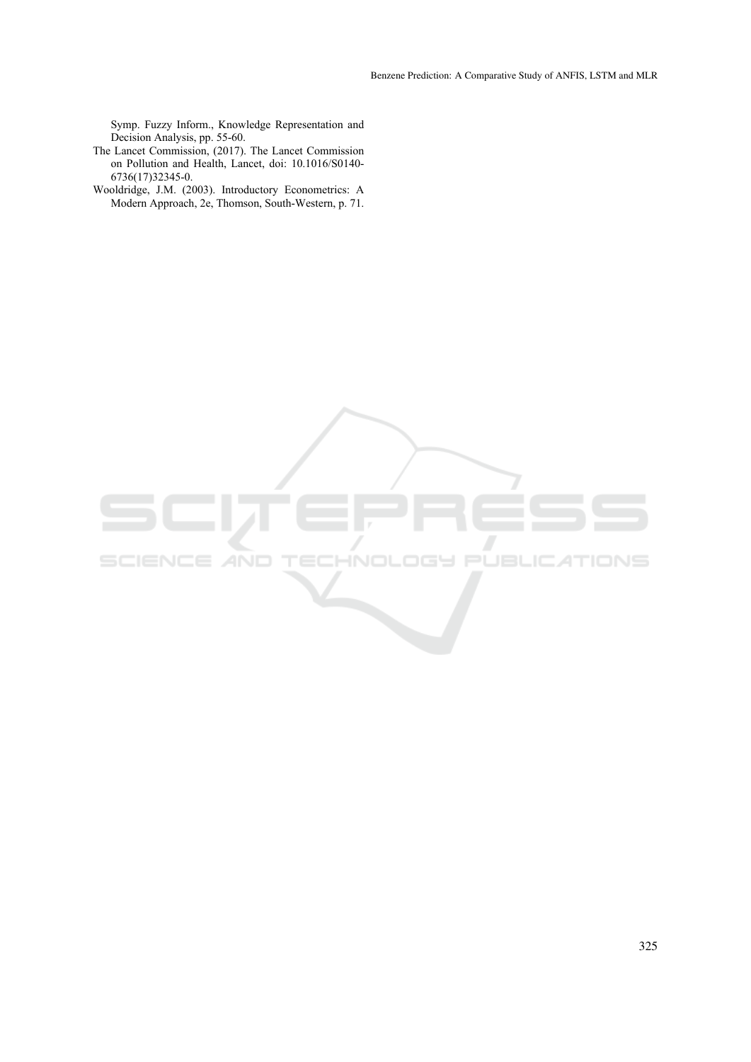Symp. Fuzzy Inform., Knowledge Representation and Decision Analysis, pp. 55-60.

The Lancet Commission, (2017). The Lancet Commission on Pollution and Health, Lancet, doi: 10.1016/S0140-6736(17)32345-0.

Wooldridge, J.M. (2003). Introductory Econometrics: A Modern Approach, 2e, Thomson, South-Western, p. 71.